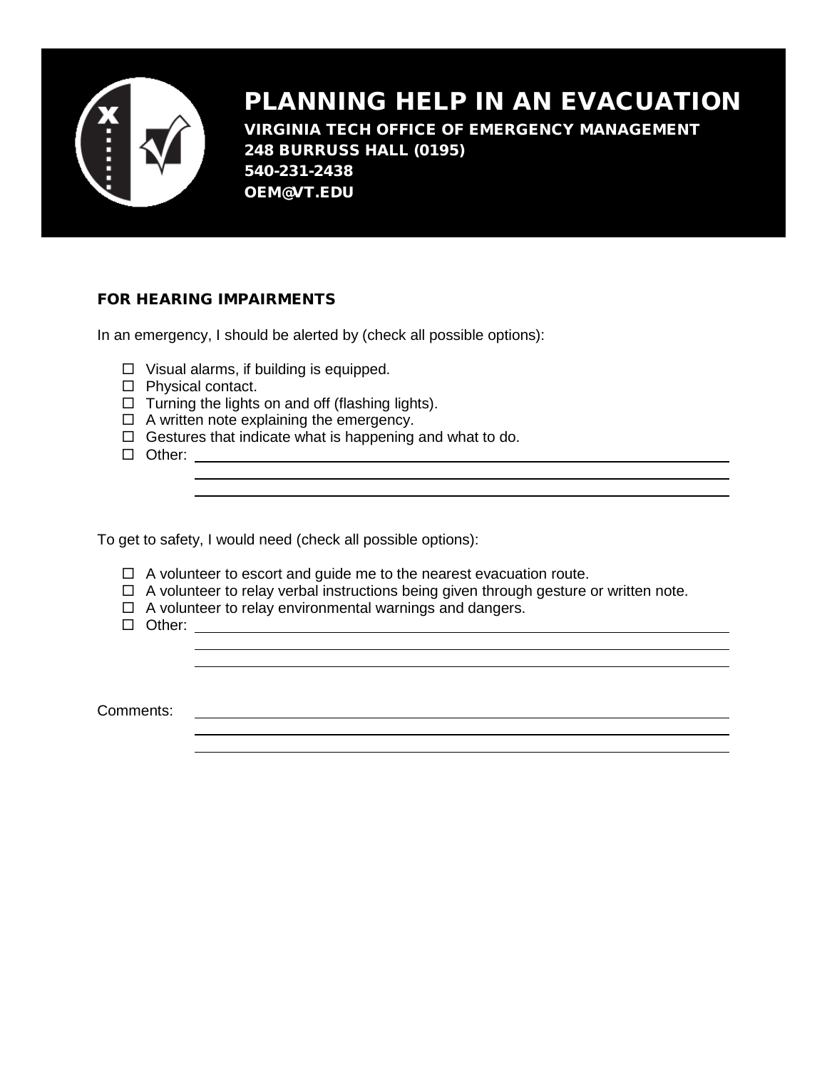# PLANNING HELP IN AN EVACUATION

**VIRGINIA TECH OFFICE OF EMERGENCY MANAGEMENT**
**248 BURRUSS HALL (0195)**
**540-231-2438**
**OEM@VT.EDU**

### FOR HEARING IMPAIRMENTS

In an emergency, I should be alerted by (check all possible options):

- ☐ Visual alarms, if building is equipped.
- ☐ Physical contact.
- ☐ Turning the lights on and off (flashing lights).
- ☐ A written note explaining the emergency.
- ☐ Gestures that indicate what is happening and what to do.
- ☐ Other: ____________________________________________

To get to safety, I would need (check all possible options):

- ☐ A volunteer to escort and guide me to the nearest evacuation route.
- ☐ A volunteer to relay verbal instructions being given through gesture or written note.
- ☐ A volunteer to relay environmental warnings and dangers.
- ☐ Other: ____________________________________________

Comments: ____________________________________________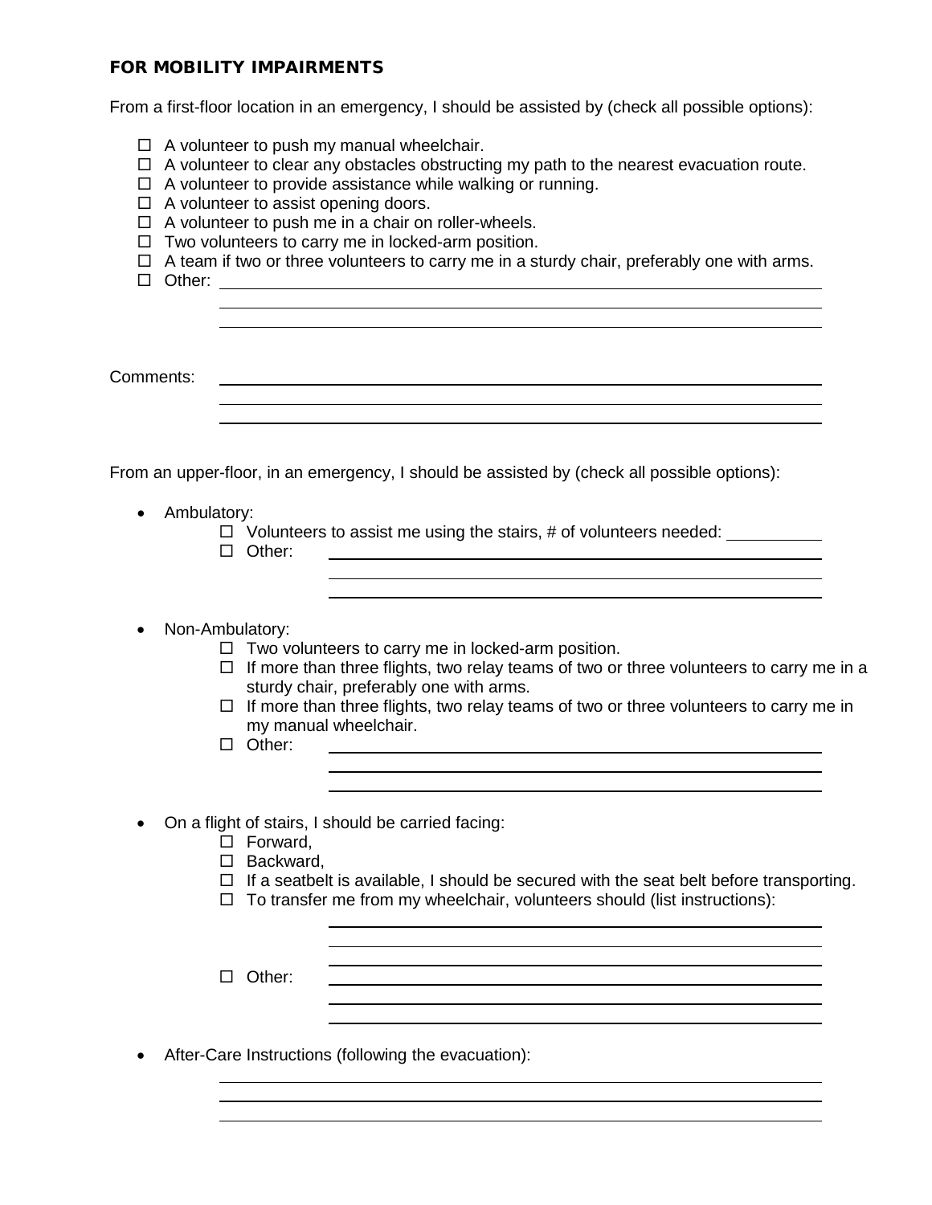### FOR MOBILITY IMPAIRMENTS

From a first-floor location in an emergency, I should be assisted by (check all possible options):

- ☐ A volunteer to push my manual wheelchair.
- ☐ A volunteer to clear any obstacles obstructing my path to the nearest evacuation route.
- ☐ A volunteer to provide assistance while walking or running.
- ☐ A volunteer to assist opening doors.
- ☐ A volunteer to push me in a chair on roller-wheels.
- ☐ Two volunteers to carry me in locked-arm position.
- ☐ A team if two or three volunteers to carry me in a sturdy chair, preferably one with arms.
- ☐ Other: ______________________________________________

Comments: ______________________________________________

From an upper-floor, in an emergency, I should be assisted by (check all possible options):

- Ambulatory:
  - ☐ Volunteers to assist me using the stairs, # of volunteers needed: ________
  - ☐ Other: ______________________________________________
- Non-Ambulatory:
  - ☐ Two volunteers to carry me in locked-arm position.
  - ☐ If more than three flights, two relay teams of two or three volunteers to carry me in a sturdy chair, preferably one with arms.
  - ☐ If more than three flights, two relay teams of two or three volunteers to carry me in my manual wheelchair.
  - ☐ Other: ______________________________________________
- On a flight of stairs, I should be carried facing:
  - ☐ Forward,
  - ☐ Backward,
  - ☐ If a seatbelt is available, I should be secured with the seat belt before transporting.
  - ☐ To transfer me from my wheelchair, volunteers should (list instructions):

    ______________________________________________
  - ☐ Other: ______________________________________________
- After-Care Instructions (following the evacuation):

  ______________________________________________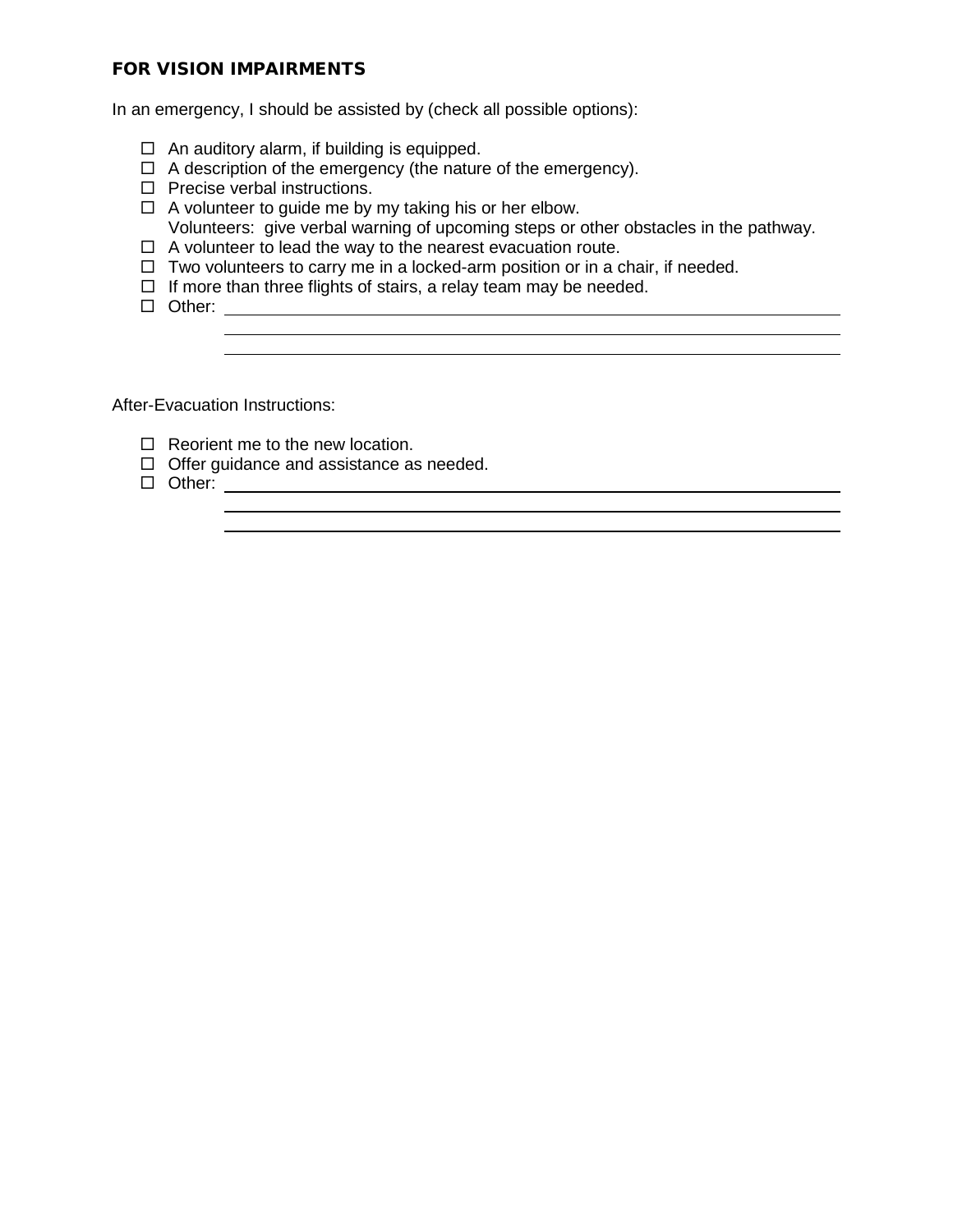**FOR VISION IMPAIRMENTS**

In an emergency, I should be assisted by (check all possible options):

- ☐ An auditory alarm, if building is equipped.
- ☐ A description of the emergency (the nature of the emergency).
- ☐ Precise verbal instructions.
- ☐ A volunteer to guide me by my taking his or her elbow.
  Volunteers: give verbal warning of upcoming steps or other obstacles in the pathway.
- ☐ A volunteer to lead the way to the nearest evacuation route.
- ☐ Two volunteers to carry me in a locked-arm position or in a chair, if needed.
- ☐ If more than three flights of stairs, a relay team may be needed.
- ☐ Other: ______________________________________________
  ______________________________________________
  ______________________________________________

After-Evacuation Instructions:

- ☐ Reorient me to the new location.
- ☐ Offer guidance and assistance as needed.
- ☐ Other: ______________________________________________
  ______________________________________________
  ______________________________________________